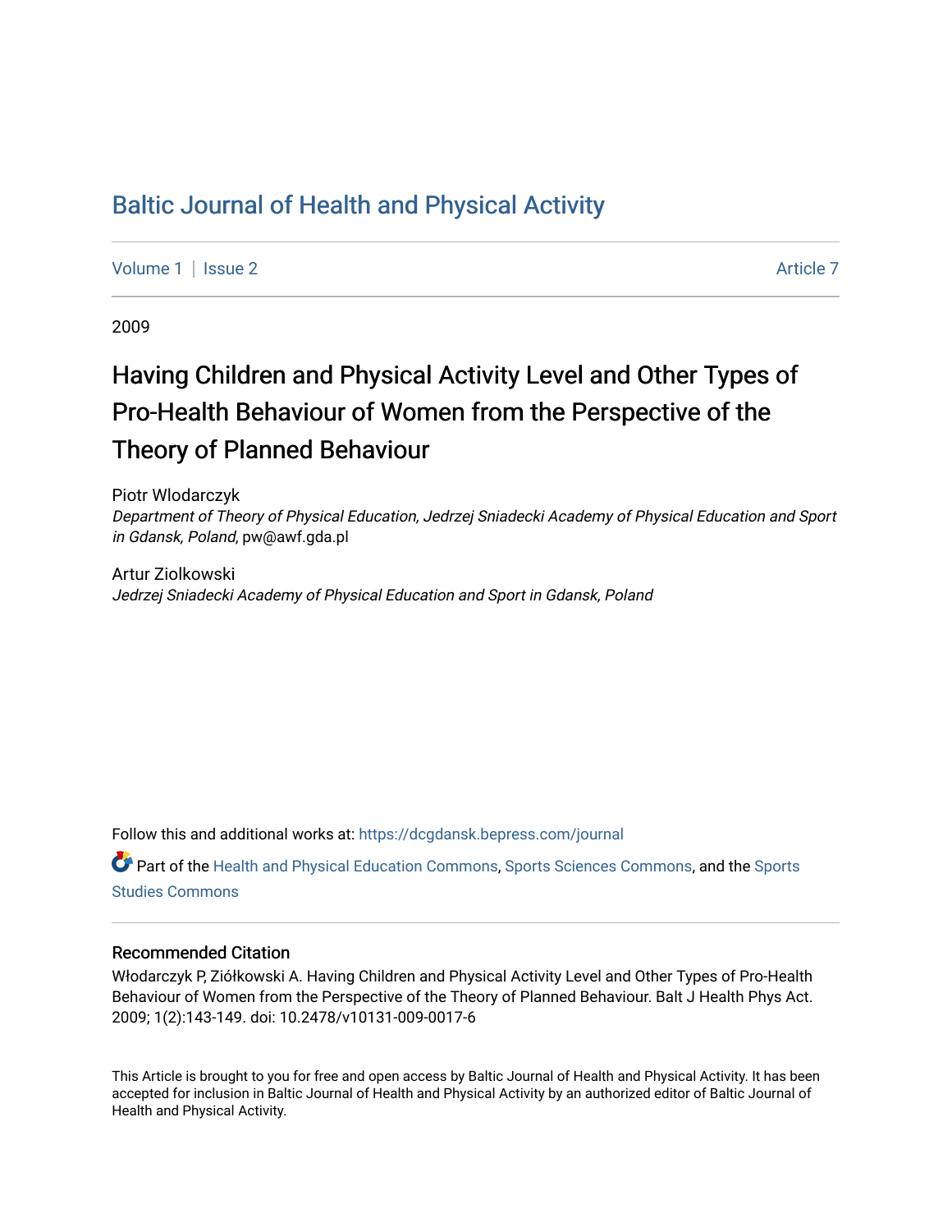# Baltic Journal of Health and Physical Activity

Volume 1 | Issue 2 Article 7

2009

## Having Children and Physical Activity Level and Other Types of Pro-Health Behaviour of Women from the Perspective of the Theory of Planned Behaviour

Piotr Wlodarczyk
*Department of Theory of Physical Education, Jedrzej Sniadecki Academy of Physical Education and Sport in Gdansk, Poland*, pw@awf.gda.pl

Artur Ziolkowski
*Jedrzej Sniadecki Academy of Physical Education and Sport in Gdansk, Poland*

Follow this and additional works at: https://dcgdansk.bepress.com/journal

Part of the Health and Physical Education Commons, Sports Sciences Commons, and the Sports Studies Commons

### Recommended Citation

Włodarczyk P, Ziółkowski A. Having Children and Physical Activity Level and Other Types of Pro-Health Behaviour of Women from the Perspective of the Theory of Planned Behaviour. Balt J Health Phys Act. 2009; 1(2):143-149. doi: 10.2478/v10131-009-0017-6

This Article is brought to you for free and open access by Baltic Journal of Health and Physical Activity. It has been accepted for inclusion in Baltic Journal of Health and Physical Activity by an authorized editor of Baltic Journal of Health and Physical Activity.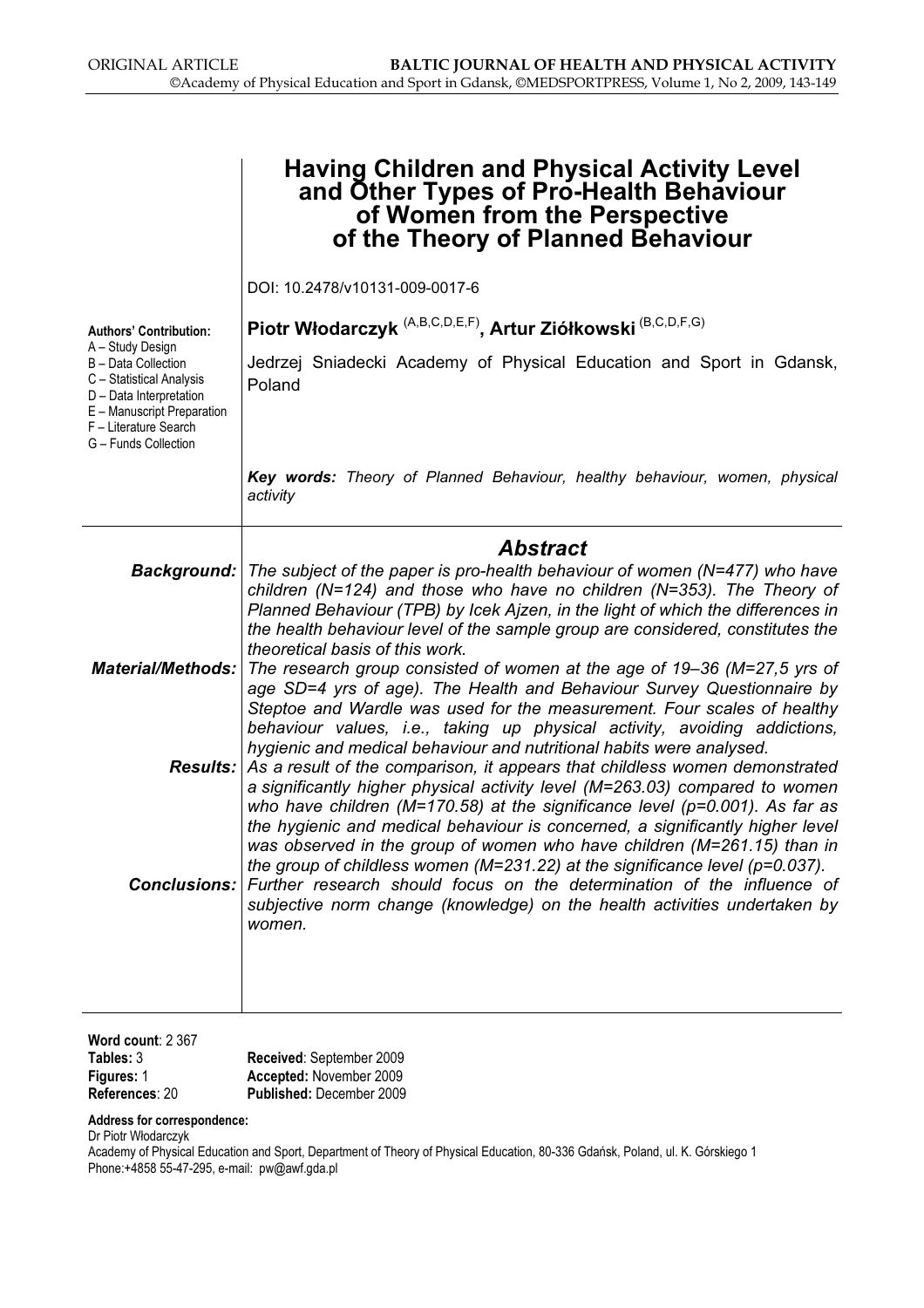ORIGINAL ARTICLE

# Having Children and Physical Activity Level and Other Types of Pro-Health Behaviour of Women from the Perspective of the Theory of Planned Behaviour

DOI: 10.2478/v10131-009-0017-6

**Piotr Włodarczyk** (A,B,C,D,E,F), **Artur Ziółkowski** (B,C,D,F,G)

Jedrzej Sniadecki Academy of Physical Education and Sport in Gdansk, Poland

**Authors' Contribution:**
A – Study Design
B – Data Collection
C – Statistical Analysis
D – Data Interpretation
E – Manuscript Preparation
F – Literature Search
G – Funds Collection

***Key words:*** *Theory of Planned Behaviour, healthy behaviour, women, physical activity*

## Abstract

***Background:*** *The subject of the paper is pro-health behaviour of women (N=477) who have children (N=124) and those who have no children (N=353). The Theory of Planned Behaviour (TPB) by Icek Ajzen, in the light of which the differences in the health behaviour level of the sample group are considered, constitutes the theoretical basis of this work.*

***Material/Methods:*** *The research group consisted of women at the age of 19–36 (M=27,5 yrs of age SD=4 yrs of age). The Health and Behaviour Survey Questionnaire by Steptoe and Wardle was used for the measurement. Four scales of healthy behaviour values, i.e., taking up physical activity, avoiding addictions, hygienic and medical behaviour and nutritional habits were analysed.*

***Results:*** *As a result of the comparison, it appears that childless women demonstrated a significantly higher physical activity level (M=263.03) compared to women who have children (M=170.58) at the significance level (p=0.001). As far as the hygienic and medical behaviour is concerned, a significantly higher level was observed in the group of women who have children (M=261.15) than in the group of childless women (M=231.22) at the significance level (p=0.037).*

***Conclusions:*** *Further research should focus on the determination of the influence of subjective norm change (knowledge) on the health activities undertaken by women.*

**Word count**: 2 367
**Tables:** 3
**Figures:** 1
**References**: 20

**Received**: September 2009
**Accepted:** November 2009
**Published:** December 2009

**Address for correspondence:**
Dr Piotr Włodarczyk
Academy of Physical Education and Sport, Department of Theory of Physical Education, 80-336 Gdańsk, Poland, ul. K. Górskiego 1
Phone:+4858 55-47-295, e-mail: pw@awf.gda.pl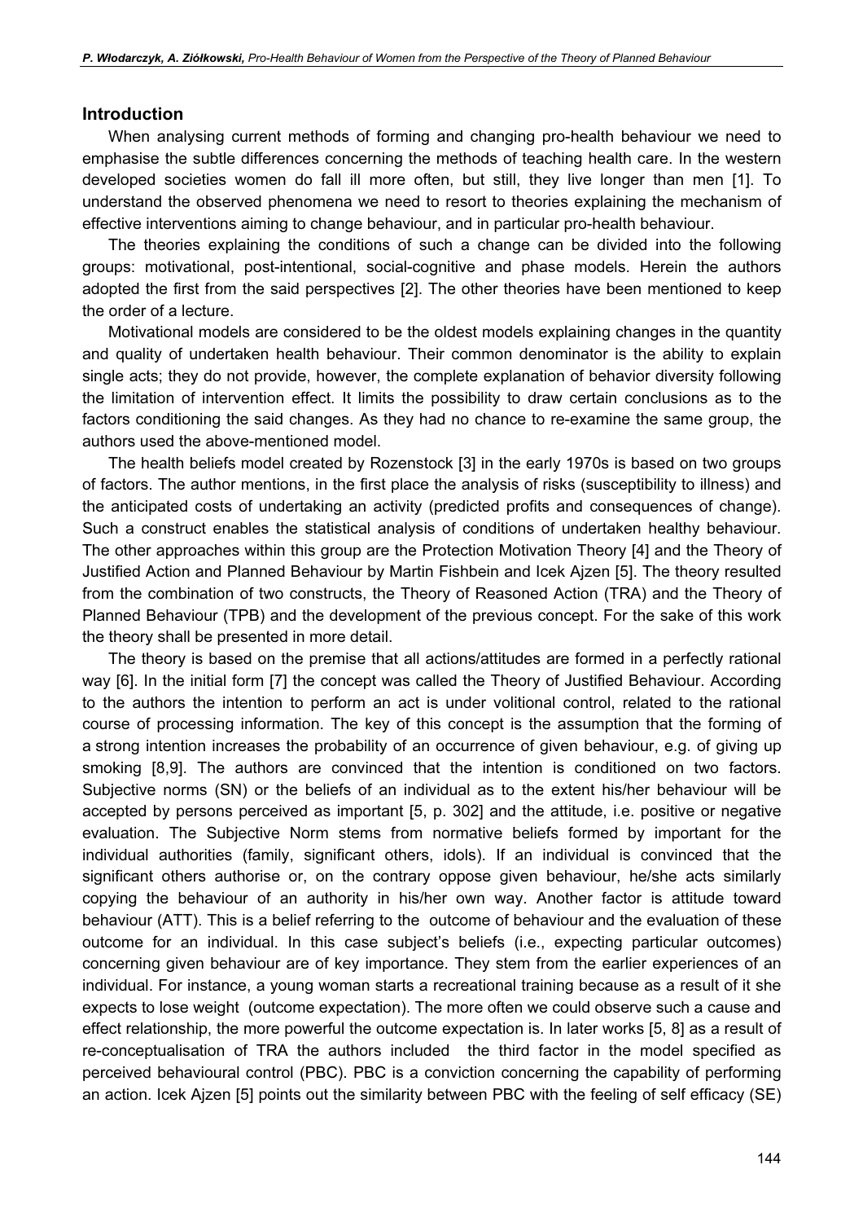## Introduction

When analysing current methods of forming and changing pro-health behaviour we need to emphasise the subtle differences concerning the methods of teaching health care. In the western developed societies women do fall ill more often, but still, they live longer than men [1]. To understand the observed phenomena we need to resort to theories explaining the mechanism of effective interventions aiming to change behaviour, and in particular pro-health behaviour.

The theories explaining the conditions of such a change can be divided into the following groups: motivational, post-intentional, social-cognitive and phase models. Herein the authors adopted the first from the said perspectives [2]. The other theories have been mentioned to keep the order of a lecture.

Motivational models are considered to be the oldest models explaining changes in the quantity and quality of undertaken health behaviour. Their common denominator is the ability to explain single acts; they do not provide, however, the complete explanation of behavior diversity following the limitation of intervention effect. It limits the possibility to draw certain conclusions as to the factors conditioning the said changes. As they had no chance to re-examine the same group, the authors used the above-mentioned model.

The health beliefs model created by Rozenstock [3] in the early 1970s is based on two groups of factors. The author mentions, in the first place the analysis of risks (susceptibility to illness) and the anticipated costs of undertaking an activity (predicted profits and consequences of change). Such a construct enables the statistical analysis of conditions of undertaken healthy behaviour. The other approaches within this group are the Protection Motivation Theory [4] and the Theory of Justified Action and Planned Behaviour by Martin Fishbein and Icek Ajzen [5]. The theory resulted from the combination of two constructs, the Theory of Reasoned Action (TRA) and the Theory of Planned Behaviour (TPB) and the development of the previous concept. For the sake of this work the theory shall be presented in more detail.

The theory is based on the premise that all actions/attitudes are formed in a perfectly rational way [6]. In the initial form [7] the concept was called the Theory of Justified Behaviour. According to the authors the intention to perform an act is under volitional control, related to the rational course of processing information. The key of this concept is the assumption that the forming of a strong intention increases the probability of an occurrence of given behaviour, e.g. of giving up smoking [8,9]. The authors are convinced that the intention is conditioned on two factors. Subjective norms (SN) or the beliefs of an individual as to the extent his/her behaviour will be accepted by persons perceived as important [5, p. 302] and the attitude, i.e. positive or negative evaluation. The Subjective Norm stems from normative beliefs formed by important for the individual authorities (family, significant others, idols). If an individual is convinced that the significant others authorise or, on the contrary oppose given behaviour, he/she acts similarly copying the behaviour of an authority in his/her own way. Another factor is attitude toward behaviour (ATT). This is a belief referring to the outcome of behaviour and the evaluation of these outcome for an individual. In this case subject's beliefs (i.e., expecting particular outcomes) concerning given behaviour are of key importance. They stem from the earlier experiences of an individual. For instance, a young woman starts a recreational training because as a result of it she expects to lose weight (outcome expectation). The more often we could observe such a cause and effect relationship, the more powerful the outcome expectation is. In later works [5, 8] as a result of re-conceptualisation of TRA the authors included the third factor in the model specified as perceived behavioural control (PBC). PBC is a conviction concerning the capability of performing an action. Icek Ajzen [5] points out the similarity between PBC with the feeling of self efficacy (SE)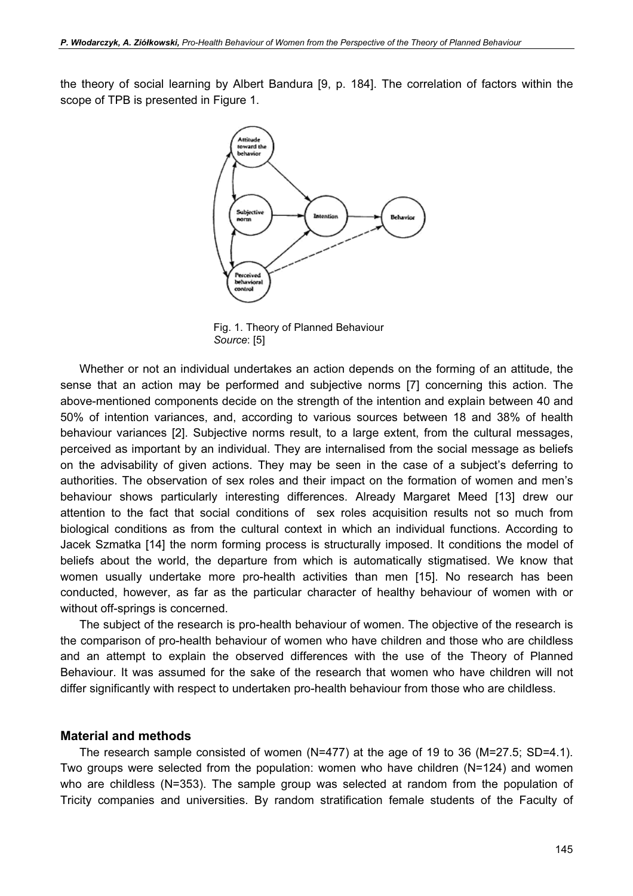the theory of social learning by Albert Bandura [9, p. 184]. The correlation of factors within the scope of TPB is presented in Figure 1.

Fig. 1. Theory of Planned Behaviour
*Source*: [5]

Whether or not an individual undertakes an action depends on the forming of an attitude, the sense that an action may be performed and subjective norms [7] concerning this action. The above-mentioned components decide on the strength of the intention and explain between 40 and 50% of intention variances, and, according to various sources between 18 and 38% of health behaviour variances [2]. Subjective norms result, to a large extent, from the cultural messages, perceived as important by an individual. They are internalised from the social message as beliefs on the advisability of given actions. They may be seen in the case of a subject's deferring to authorities. The observation of sex roles and their impact on the formation of women and men's behaviour shows particularly interesting differences. Already Margaret Meed [13] drew our attention to the fact that social conditions of sex roles acquisition results not so much from biological conditions as from the cultural context in which an individual functions. According to Jacek Szmatka [14] the norm forming process is structurally imposed. It conditions the model of beliefs about the world, the departure from which is automatically stigmatised. We know that women usually undertake more pro-health activities than men [15]. No research has been conducted, however, as far as the particular character of healthy behaviour of women with or without off-springs is concerned.

The subject of the research is pro-health behaviour of women. The objective of the research is the comparison of pro-health behaviour of women who have children and those who are childless and an attempt to explain the observed differences with the use of the Theory of Planned Behaviour. It was assumed for the sake of the research that women who have children will not differ significantly with respect to undertaken pro-health behaviour from those who are childless.

## Material and methods

The research sample consisted of women (N=477) at the age of 19 to 36 (M=27.5; SD=4.1). Two groups were selected from the population: women who have children (N=124) and women who are childless (N=353). The sample group was selected at random from the population of Tricity companies and universities. By random stratification female students of the Faculty of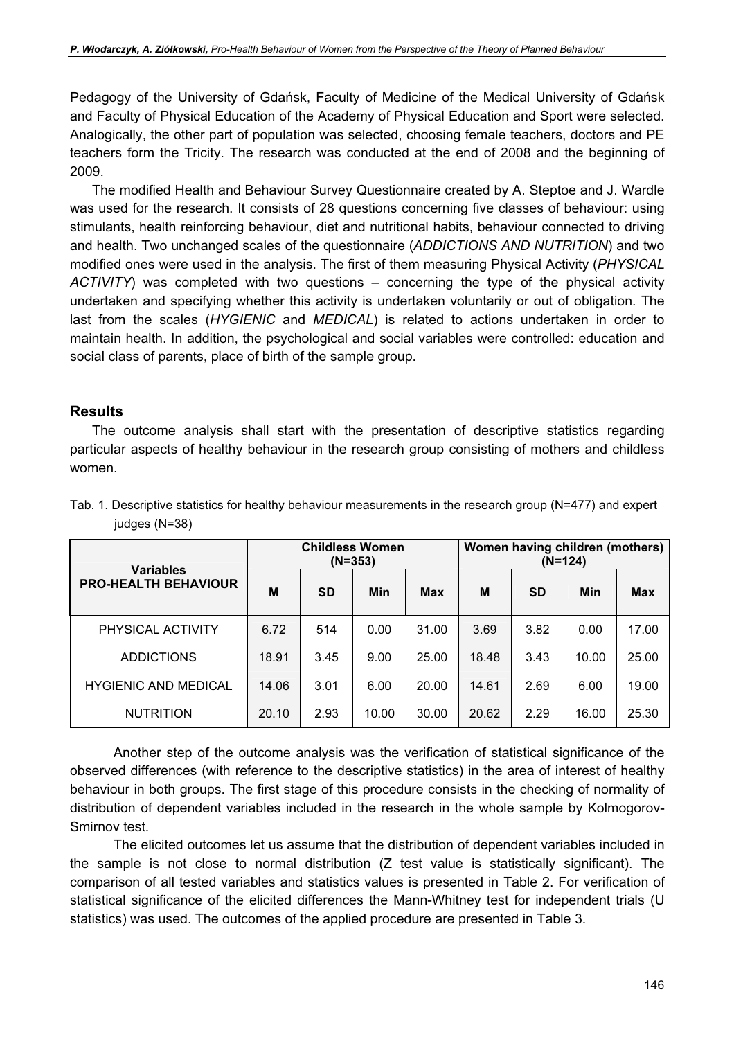Pedagogy of the University of Gdańsk, Faculty of Medicine of the Medical University of Gdańsk and Faculty of Physical Education of the Academy of Physical Education and Sport were selected. Analogically, the other part of population was selected, choosing female teachers, doctors and PE teachers form the Tricity. The research was conducted at the end of 2008 and the beginning of 2009.

The modified Health and Behaviour Survey Questionnaire created by A. Steptoe and J. Wardle was used for the research. It consists of 28 questions concerning five classes of behaviour: using stimulants, health reinforcing behaviour, diet and nutritional habits, behaviour connected to driving and health. Two unchanged scales of the questionnaire (*ADDICTIONS AND NUTRITION*) and two modified ones were used in the analysis. The first of them measuring Physical Activity (*PHYSICAL ACTIVITY*) was completed with two questions – concerning the type of the physical activity undertaken and specifying whether this activity is undertaken voluntarily or out of obligation. The last from the scales (*HYGIENIC* and *MEDICAL*) is related to actions undertaken in order to maintain health. In addition, the psychological and social variables were controlled: education and social class of parents, place of birth of the sample group.

## Results

The outcome analysis shall start with the presentation of descriptive statistics regarding particular aspects of healthy behaviour in the research group consisting of mothers and childless women.

Tab. 1. Descriptive statistics for healthy behaviour measurements in the research group (N=477) and expert judges (N=38)

| Variables PRO-HEALTH BEHAVIOUR | Childless Women (N=353) | | | | Women having children (mothers) (N=124) | | | |
|---|---|---|---|---|---|---|---|---|
| | M | SD | Min | Max | M | SD | Min | Max |
| PHYSICAL ACTIVITY | 6.72 | 514 | 0.00 | 31.00 | 3.69 | 3.82 | 0.00 | 17.00 |
| ADDICTIONS | 18.91 | 3.45 | 9.00 | 25.00 | 18.48 | 3.43 | 10.00 | 25.00 |
| HYGIENIC AND MEDICAL | 14.06 | 3.01 | 6.00 | 20.00 | 14.61 | 2.69 | 6.00 | 19.00 |
| NUTRITION | 20.10 | 2.93 | 10.00 | 30.00 | 20.62 | 2.29 | 16.00 | 25.30 |

Another step of the outcome analysis was the verification of statistical significance of the observed differences (with reference to the descriptive statistics) in the area of interest of healthy behaviour in both groups. The first stage of this procedure consists in the checking of normality of distribution of dependent variables included in the research in the whole sample by Kolmogorov-Smirnov test.

The elicited outcomes let us assume that the distribution of dependent variables included in the sample is not close to normal distribution (Z test value is statistically significant). The comparison of all tested variables and statistics values is presented in Table 2. For verification of statistical significance of the elicited differences the Mann-Whitney test for independent trials (U statistics) was used. The outcomes of the applied procedure are presented in Table 3.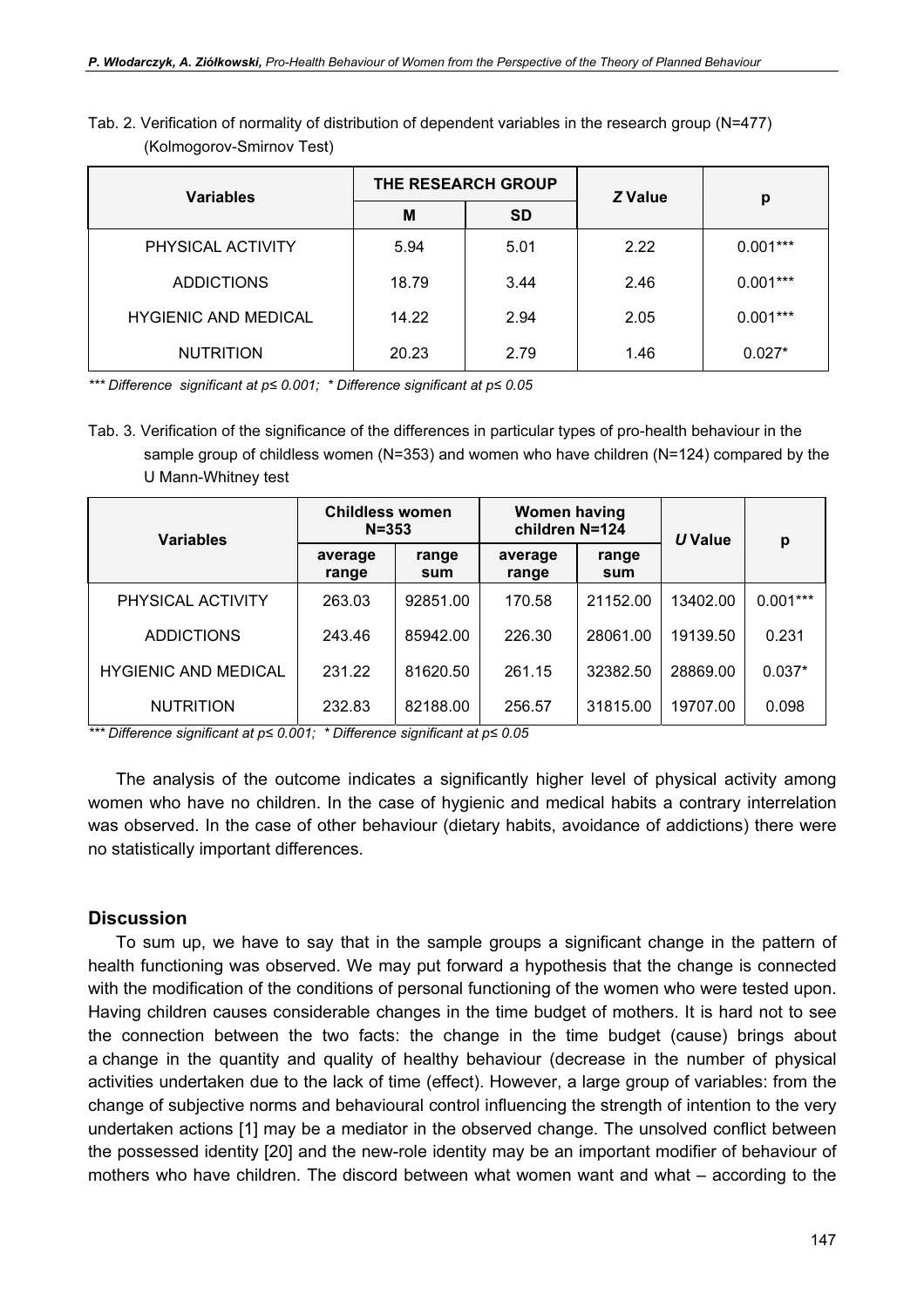Tab. 2. Verification of normality of distribution of dependent variables in the research group (N=477) (Kolmogorov-Smirnov Test)

| Variables | THE RESEARCH GROUP | | *Z* Value | p |
|---|---|---|---|---|
| | M | SD | | |
| PHYSICAL ACTIVITY | 5.94 | 5.01 | 2.22 | 0.001*** |
| ADDICTIONS | 18.79 | 3.44 | 2.46 | 0.001*** |
| HYGIENIC AND MEDICAL | 14.22 | 2.94 | 2.05 | 0.001*** |
| NUTRITION | 20.23 | 2.79 | 1.46 | 0.027* |

*\*\*\* Difference significant at p≤ 0.001; \* Difference significant at p≤ 0.05*

Tab. 3. Verification of the significance of the differences in particular types of pro-health behaviour in the sample group of childless women (N=353) and women who have children (N=124) compared by the U Mann-Whitney test

| Variables | Childless women N=353 | | Women having children N=124 | | *U* Value | p |
|---|---|---|---|---|---|---|
| | average range | range sum | average range | range sum | | |
| PHYSICAL ACTIVITY | 263.03 | 92851.00 | 170.58 | 21152.00 | 13402.00 | 0.001*** |
| ADDICTIONS | 243.46 | 85942.00 | 226.30 | 28061.00 | 19139.50 | 0.231 |
| HYGIENIC AND MEDICAL | 231.22 | 81620.50 | 261.15 | 32382.50 | 28869.00 | 0.037* |
| NUTRITION | 232.83 | 82188.00 | 256.57 | 31815.00 | 19707.00 | 0.098 |

*\*\*\* Difference significant at p≤ 0.001; \* Difference significant at p≤ 0.05*

The analysis of the outcome indicates a significantly higher level of physical activity among women who have no children. In the case of hygienic and medical habits a contrary interrelation was observed. In the case of other behaviour (dietary habits, avoidance of addictions) there were no statistically important differences.

## Discussion

To sum up, we have to say that in the sample groups a significant change in the pattern of health functioning was observed. We may put forward a hypothesis that the change is connected with the modification of the conditions of personal functioning of the women who were tested upon. Having children causes considerable changes in the time budget of mothers. It is hard not to see the connection between the two facts: the change in the time budget (cause) brings about a change in the quantity and quality of healthy behaviour (decrease in the number of physical activities undertaken due to the lack of time (effect). However, a large group of variables: from the change of subjective norms and behavioural control influencing the strength of intention to the very undertaken actions [1] may be a mediator in the observed change. The unsolved conflict between the possessed identity [20] and the new-role identity may be an important modifier of behaviour of mothers who have children. The discord between what women want and what – according to the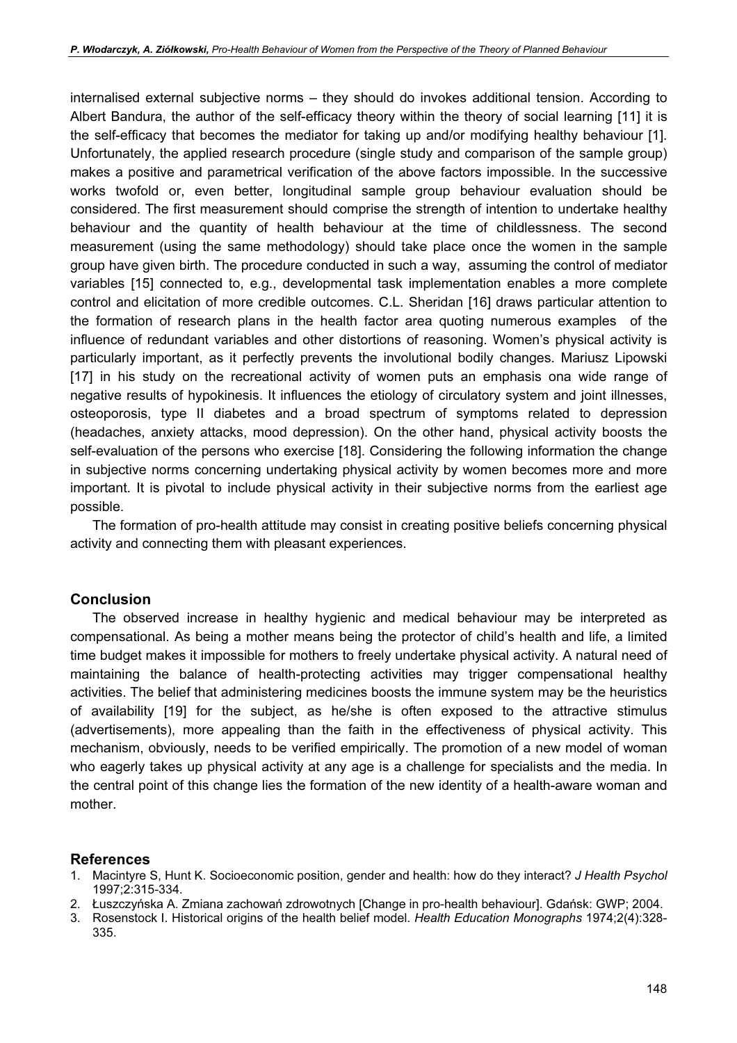internalised external subjective norms – they should do invokes additional tension. According to Albert Bandura, the author of the self-efficacy theory within the theory of social learning [11] it is the self-efficacy that becomes the mediator for taking up and/or modifying healthy behaviour [1]. Unfortunately, the applied research procedure (single study and comparison of the sample group) makes a positive and parametrical verification of the above factors impossible. In the successive works twofold or, even better, longitudinal sample group behaviour evaluation should be considered. The first measurement should comprise the strength of intention to undertake healthy behaviour and the quantity of health behaviour at the time of childlessness. The second measurement (using the same methodology) should take place once the women in the sample group have given birth. The procedure conducted in such a way, assuming the control of mediator variables [15] connected to, e.g., developmental task implementation enables a more complete control and elicitation of more credible outcomes. C.L. Sheridan [16] draws particular attention to the formation of research plans in the health factor area quoting numerous examples of the influence of redundant variables and other distortions of reasoning. Women's physical activity is particularly important, as it perfectly prevents the involutional bodily changes. Mariusz Lipowski [17] in his study on the recreational activity of women puts an emphasis ona wide range of negative results of hypokinesis. It influences the etiology of circulatory system and joint illnesses, osteoporosis, type II diabetes and a broad spectrum of symptoms related to depression (headaches, anxiety attacks, mood depression). On the other hand, physical activity boosts the self-evaluation of the persons who exercise [18]. Considering the following information the change in subjective norms concerning undertaking physical activity by women becomes more and more important. It is pivotal to include physical activity in their subjective norms from the earliest age possible.

The formation of pro-health attitude may consist in creating positive beliefs concerning physical activity and connecting them with pleasant experiences.

## Conclusion

The observed increase in healthy hygienic and medical behaviour may be interpreted as compensational. As being a mother means being the protector of child's health and life, a limited time budget makes it impossible for mothers to freely undertake physical activity. A natural need of maintaining the balance of health-protecting activities may trigger compensational healthy activities. The belief that administering medicines boosts the immune system may be the heuristics of availability [19] for the subject, as he/she is often exposed to the attractive stimulus (advertisements), more appealing than the faith in the effectiveness of physical activity. This mechanism, obviously, needs to be verified empirically. The promotion of a new model of woman who eagerly takes up physical activity at any age is a challenge for specialists and the media. In the central point of this change lies the formation of the new identity of a health-aware woman and mother.

## References

1. Macintyre S, Hunt K. Socioeconomic position, gender and health: how do they interact? *J Health Psychol* 1997;2:315-334.
2. Łuszczyńska A. Zmiana zachowań zdrowotnych [Change in pro-health behaviour]. Gdańsk: GWP; 2004.
3. Rosenstock I. Historical origins of the health belief model. *Health Education Monographs* 1974;2(4):328-335.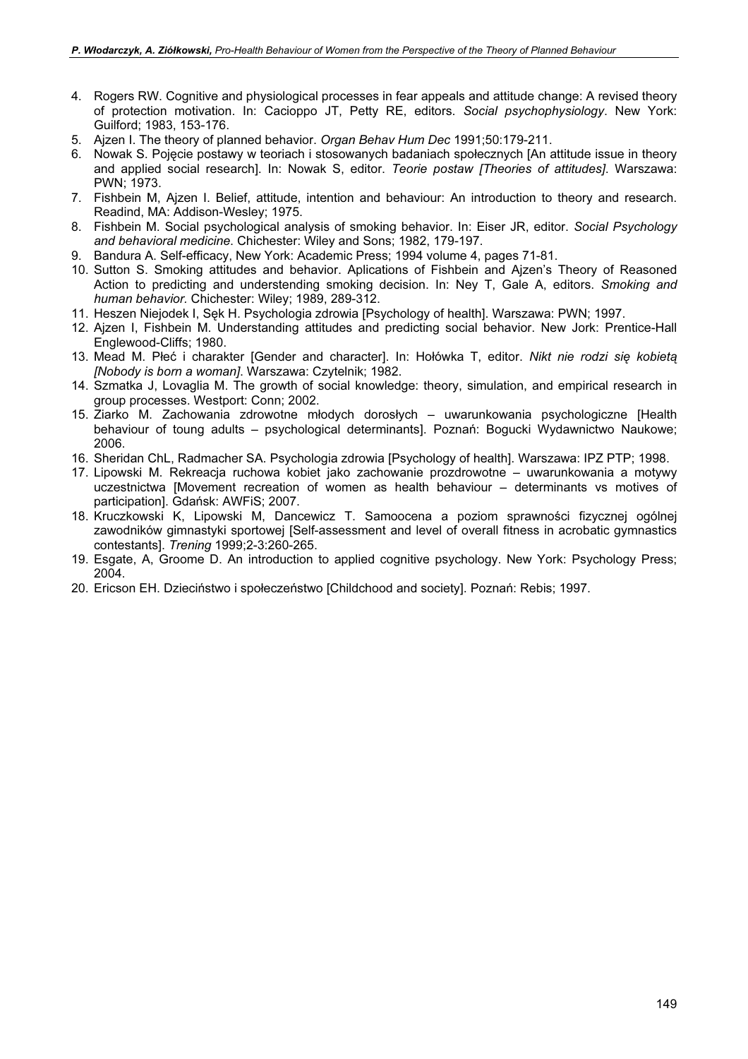4. Rogers RW. Cognitive and physiological processes in fear appeals and attitude change: A revised theory of protection motivation. In: Cacioppo JT, Petty RE, editors. *Social psychophysiology*. New York: Guilford; 1983, 153-176.
5. Ajzen I. The theory of planned behavior. *Organ Behav Hum Dec* 1991;50:179-211.
6. Nowak S. Pojęcie postawy w teoriach i stosowanych badaniach społecznych [An attitude issue in theory and applied social research]. In: Nowak S, editor. *Teorie postaw [Theories of attitudes]*. Warszawa: PWN; 1973.
7. Fishbein M, Ajzen I. Belief, attitude, intention and behaviour: An introduction to theory and research. Readind, MA: Addison-Wesley; 1975.
8. Fishbein M. Social psychological analysis of smoking behavior. In: Eiser JR, editor. *Social Psychology and behavioral medicine*. Chichester: Wiley and Sons; 1982, 179-197.
9. Bandura A. Self-efficacy, New York: Academic Press; 1994 volume 4, pages 71-81.
10. Sutton S. Smoking attitudes and behavior. Aplications of Fishbein and Ajzen's Theory of Reasoned Action to predicting and understending smoking decision. In: Ney T, Gale A, editors. *Smoking and human behavior.* Chichester: Wiley; 1989, 289-312.
11. Heszen Niejodek I, Sęk H. Psychologia zdrowia [Psychology of health]. Warszawa: PWN; 1997.
12. Ajzen I, Fishbein M. Understanding attitudes and predicting social behavior. New Jork: Prentice-Hall Englewood-Cliffs; 1980.
13. Mead M. Płeć i charakter [Gender and character]. In: Hołówka T, editor. *Nikt nie rodzi się kobietą [Nobody is born a woman]*. Warszawa: Czytelnik; 1982.
14. Szmatka J, Lovaglia M. The growth of social knowledge: theory, simulation, and empirical research in group processes. Westport: Conn; 2002.
15. Ziarko M. Zachowania zdrowotne młodych dorosłych – uwarunkowania psychologiczne [Health behaviour of toung adults – psychological determinants]. Poznań: Bogucki Wydawnictwo Naukowe; 2006.
16. Sheridan ChL, Radmacher SA. Psychologia zdrowia [Psychology of health]. Warszawa: IPZ PTP; 1998.
17. Lipowski M. Rekreacja ruchowa kobiet jako zachowanie prozdrowotne – uwarunkowania a motywy uczestnictwa [Movement recreation of women as health behaviour – determinants vs motives of participation]. Gdańsk: AWFiS; 2007.
18. Kruczkowski K, Lipowski M, Dancewicz T. Samoocena a poziom sprawności fizycznej ogólnej zawodników gimnastyki sportowej [Self-assessment and level of overall fitness in acrobatic gymnastics contestants]. *Trening* 1999;2-3:260-265.
19. Esgate, A, Groome D. An introduction to applied cognitive psychology. New York: Psychology Press; 2004.
20. Ericson EH. Dzieciństwo i społeczeństwo [Childchood and society]. Poznań: Rebis; 1997.